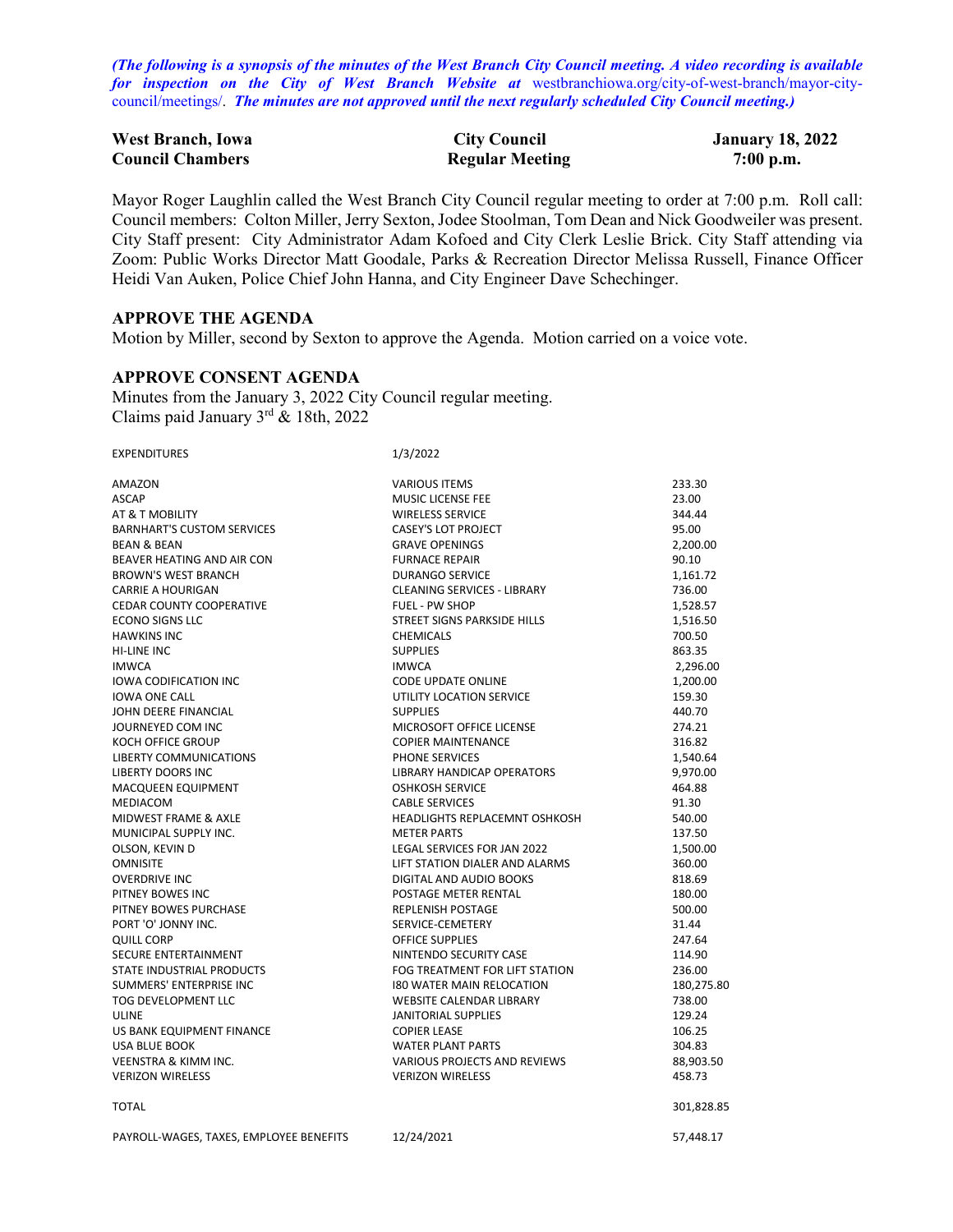***(The following is a synopsis of the minutes of the West Branch City Council meeting. A video recording is available for inspection on the City of West Branch Website at** westbranchiowa.org/city-of-west-branch/mayor-city-council/meetings/. **The minutes are not approved until the next regularly scheduled City Council meeting.)***

| **West Branch, Iowa** | **City Council** | **January 18, 2022** |
|---|---|---|
| **Council Chambers** | **Regular Meeting** | **7:00 p.m.** |

Mayor Roger Laughlin called the West Branch City Council regular meeting to order at 7:00 p.m. Roll call: Council members: Colton Miller, Jerry Sexton, Jodee Stoolman, Tom Dean and Nick Goodweiler was present. City Staff present: City Administrator Adam Kofoed and City Clerk Leslie Brick. City Staff attending via Zoom: Public Works Director Matt Goodale, Parks & Recreation Director Melissa Russell, Finance Officer Heidi Van Auken, Police Chief John Hanna, and City Engineer Dave Schechinger.

## APPROVE THE AGENDA

Motion by Miller, second by Sexton to approve the Agenda. Motion carried on a voice vote.

## APPROVE CONSENT AGENDA

Minutes from the January 3, 2022 City Council regular meeting.
Claims paid January 3rd & 18th, 2022

| EXPENDITURES | 1/3/2022 | |
|---|---|---|
| AMAZON | VARIOUS ITEMS | 233.30 |
| ASCAP | MUSIC LICENSE FEE | 23.00 |
| AT & T MOBILITY | WIRELESS SERVICE | 344.44 |
| BARNHART'S CUSTOM SERVICES | CASEY'S LOT PROJECT | 95.00 |
| BEAN & BEAN | GRAVE OPENINGS | 2,200.00 |
| BEAVER HEATING AND AIR CON | FURNACE REPAIR | 90.10 |
| BROWN'S WEST BRANCH | DURANGO SERVICE | 1,161.72 |
| CARRIE A HOURIGAN | CLEANING SERVICES - LIBRARY | 736.00 |
| CEDAR COUNTY COOPERATIVE | FUEL - PW SHOP | 1,528.57 |
| ECONO SIGNS LLC | STREET SIGNS PARKSIDE HILLS | 1,516.50 |
| HAWKINS INC | CHEMICALS | 700.50 |
| HI-LINE INC | SUPPLIES | 863.35 |
| IMWCA | IMWCA | 2,296.00 |
| IOWA CODIFICATION INC | CODE UPDATE ONLINE | 1,200.00 |
| IOWA ONE CALL | UTILITY LOCATION SERVICE | 159.30 |
| JOHN DEERE FINANCIAL | SUPPLIES | 440.70 |
| JOURNEYED COM INC | MICROSOFT OFFICE LICENSE | 274.21 |
| KOCH OFFICE GROUP | COPIER MAINTENANCE | 316.82 |
| LIBERTY COMMUNICATIONS | PHONE SERVICES | 1,540.64 |
| LIBERTY DOORS INC | LIBRARY HANDICAP OPERATORS | 9,970.00 |
| MACQUEEN EQUIPMENT | OSHKOSH SERVICE | 464.88 |
| MEDIACOM | CABLE SERVICES | 91.30 |
| MIDWEST FRAME & AXLE | HEADLIGHTS REPLACEMNT OSHKOSH | 540.00 |
| MUNICIPAL SUPPLY INC. | METER PARTS | 137.50 |
| OLSON, KEVIN D | LEGAL SERVICES FOR JAN 2022 | 1,500.00 |
| OMNISITE | LIFT STATION DIALER AND ALARMS | 360.00 |
| OVERDRIVE INC | DIGITAL AND AUDIO BOOKS | 818.69 |
| PITNEY BOWES INC | POSTAGE METER RENTAL | 180.00 |
| PITNEY BOWES PURCHASE | REPLENISH POSTAGE | 500.00 |
| PORT 'O' JONNY INC. | SERVICE-CEMETERY | 31.44 |
| QUILL CORP | OFFICE SUPPLIES | 247.64 |
| SECURE ENTERTAINMENT | NINTENDO SECURITY CASE | 114.90 |
| STATE INDUSTRIAL PRODUCTS | FOG TREATMENT FOR LIFT STATION | 236.00 |
| SUMMERS' ENTERPRISE INC | I80 WATER MAIN RELOCATION | 180,275.80 |
| TOG DEVELOPMENT LLC | WEBSITE CALENDAR LIBRARY | 738.00 |
| ULINE | JANITORIAL SUPPLIES | 129.24 |
| US BANK EQUIPMENT FINANCE | COPIER LEASE | 106.25 |
| USA BLUE BOOK | WATER PLANT PARTS | 304.83 |
| VEENSTRA & KIMM INC. | VARIOUS PROJECTS AND REVIEWS | 88,903.50 |
| VERIZON WIRELESS | VERIZON WIRELESS | 458.73 |
| TOTAL | | 301,828.85 |
| PAYROLL-WAGES, TAXES, EMPLOYEE BENEFITS | 12/24/2021 | 57,448.17 |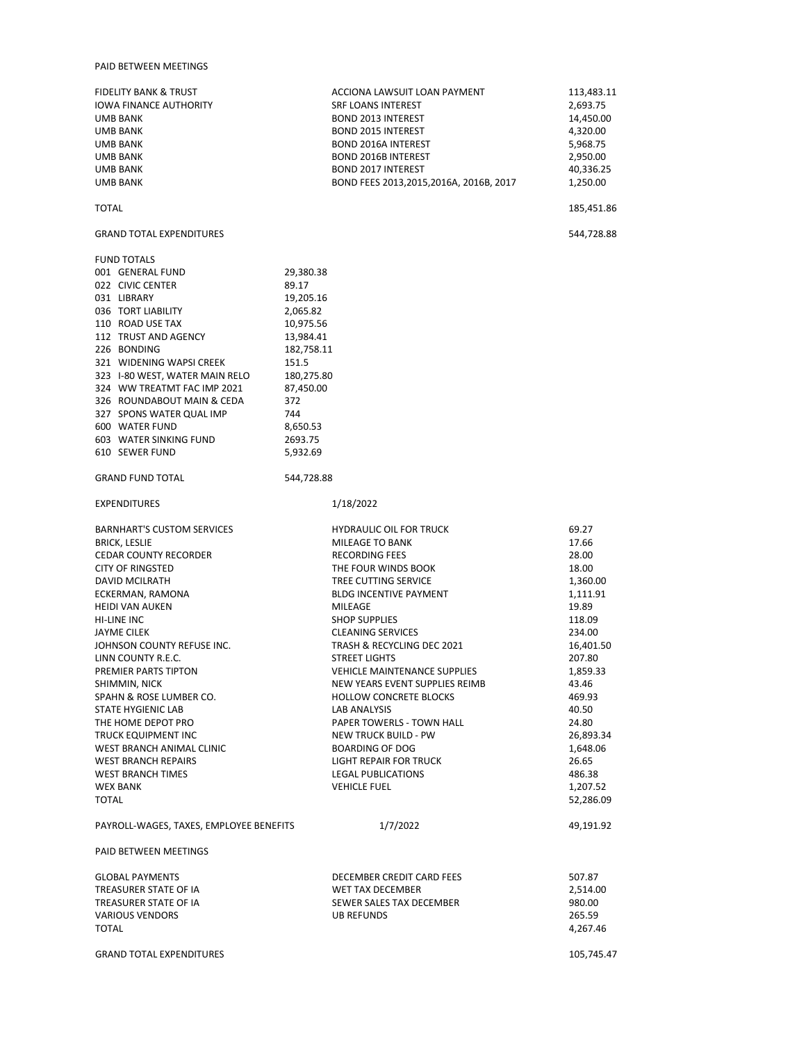PAID BETWEEN MEETINGS

| | | |
|---|---|---|
| FIDELITY BANK & TRUST | ACCIONA LAWSUIT LOAN PAYMENT | 113,483.11 |
| IOWA FINANCE AUTHORITY | SRF LOANS INTEREST | 2,693.75 |
| UMB BANK | BOND 2013 INTEREST | 14,450.00 |
| UMB BANK | BOND 2015 INTEREST | 4,320.00 |
| UMB BANK | BOND 2016A INTEREST | 5,968.75 |
| UMB BANK | BOND 2016B INTEREST | 2,950.00 |
| UMB BANK | BOND 2017 INTEREST | 40,336.25 |
| UMB BANK | BOND FEES 2013,2015,2016A, 2016B, 2017 | 1,250.00 |
| TOTAL | | 185,451.86 |

GRAND TOTAL EXPENDITURES 544,728.88

FUND TOTALS

| | |
|---|---|
| 001 GENERAL FUND | 29,380.38 |
| 022 CIVIC CENTER | 89.17 |
| 031 LIBRARY | 19,205.16 |
| 036 TORT LIABILITY | 2,065.82 |
| 110 ROAD USE TAX | 10,975.56 |
| 112 TRUST AND AGENCY | 13,984.41 |
| 226 BONDING | 182,758.11 |
| 321 WIDENING WAPSI CREEK | 151.5 |
| 323 I-80 WEST, WATER MAIN RELO | 180,275.80 |
| 324 WW TREATMT FAC IMP 2021 | 87,450.00 |
| 326 ROUNDABOUT MAIN & CEDA | 372 |
| 327 SPONS WATER QUAL IMP | 744 |
| 600 WATER FUND | 8,650.53 |
| 603 WATER SINKING FUND | 2693.75 |
| 610 SEWER FUND | 5,932.69 |
| GRAND FUND TOTAL | 544,728.88 |

EXPENDITURES 1/18/2022

| | | |
|---|---|---|
| BARNHART'S CUSTOM SERVICES | HYDRAULIC OIL FOR TRUCK | 69.27 |
| BRICK, LESLIE | MILEAGE TO BANK | 17.66 |
| CEDAR COUNTY RECORDER | RECORDING FEES | 28.00 |
| CITY OF RINGSTED | THE FOUR WINDS BOOK | 18.00 |
| DAVID MCILRATH | TREE CUTTING SERVICE | 1,360.00 |
| ECKERMAN, RAMONA | BLDG INCENTIVE PAYMENT | 1,111.91 |
| HEIDI VAN AUKEN | MILEAGE | 19.89 |
| HI-LINE INC | SHOP SUPPLIES | 118.09 |
| JAYME CILEK | CLEANING SERVICES | 234.00 |
| JOHNSON COUNTY REFUSE INC. | TRASH & RECYCLING DEC 2021 | 16,401.50 |
| LINN COUNTY R.E.C. | STREET LIGHTS | 207.80 |
| PREMIER PARTS TIPTON | VEHICLE MAINTENANCE SUPPLIES | 1,859.33 |
| SHIMMIN, NICK | NEW YEARS EVENT SUPPLIES REIMB | 43.46 |
| SPAHN & ROSE LUMBER CO. | HOLLOW CONCRETE BLOCKS | 469.93 |
| STATE HYGIENIC LAB | LAB ANALYSIS | 40.50 |
| THE HOME DEPOT PRO | PAPER TOWERLS - TOWN HALL | 24.80 |
| TRUCK EQUIPMENT INC | NEW TRUCK BUILD - PW | 26,893.34 |
| WEST BRANCH ANIMAL CLINIC | BOARDING OF DOG | 1,648.06 |
| WEST BRANCH REPAIRS | LIGHT REPAIR FOR TRUCK | 26.65 |
| WEST BRANCH TIMES | LEGAL PUBLICATIONS | 486.38 |
| WEX BANK | VEHICLE FUEL | 1,207.52 |
| TOTAL | | 52,286.09 |

| | | |
|---|---|---|
| PAYROLL-WAGES, TAXES, EMPLOYEE BENEFITS | 1/7/2022 | 49,191.92 |

PAID BETWEEN MEETINGS

| | | |
|---|---|---|
| GLOBAL PAYMENTS | DECEMBER CREDIT CARD FEES | 507.87 |
| TREASURER STATE OF IA | WET TAX DECEMBER | 2,514.00 |
| TREASURER STATE OF IA | SEWER SALES TAX DECEMBER | 980.00 |
| VARIOUS VENDORS | UB REFUNDS | 265.59 |
| TOTAL | | 4,267.46 |

GRAND TOTAL EXPENDITURES 105,745.47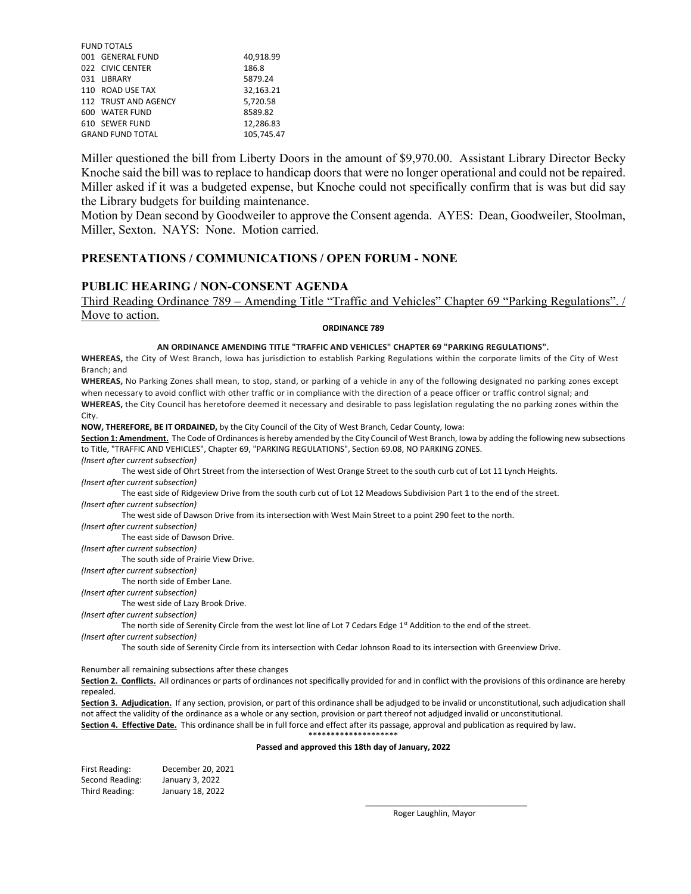| FUND TOTALS | |
|---|---|
| 001 GENERAL FUND | 40,918.99 |
| 022 CIVIC CENTER | 186.8 |
| 031 LIBRARY | 5879.24 |
| 110 ROAD USE TAX | 32,163.21 |
| 112 TRUST AND AGENCY | 5,720.58 |
| 600 WATER FUND | 8589.82 |
| 610 SEWER FUND | 12,286.83 |
| GRAND FUND TOTAL | 105,745.47 |

Miller questioned the bill from Liberty Doors in the amount of $9,970.00. Assistant Library Director Becky Knoche said the bill was to replace to handicap doors that were no longer operational and could not be repaired. Miller asked if it was a budgeted expense, but Knoche could not specifically confirm that is was but did say the Library budgets for building maintenance.

Motion by Dean second by Goodweiler to approve the Consent agenda. AYES: Dean, Goodweiler, Stoolman, Miller, Sexton. NAYS: None. Motion carried.

## PRESENTATIONS / COMMUNICATIONS / OPEN FORUM - NONE

## PUBLIC HEARING / NON-CONSENT AGENDA

Third Reading Ordinance 789 – Amending Title "Traffic and Vehicles" Chapter 69 "Parking Regulations". / Move to action.

**ORDINANCE 789**

**AN ORDINANCE AMENDING TITLE "TRAFFIC AND VEHICLES" CHAPTER 69 "PARKING REGULATIONS".**

**WHEREAS,** the City of West Branch, Iowa has jurisdiction to establish Parking Regulations within the corporate limits of the City of West Branch; and

**WHEREAS,** No Parking Zones shall mean, to stop, stand, or parking of a vehicle in any of the following designated no parking zones except when necessary to avoid conflict with other traffic or in compliance with the direction of a peace officer or traffic control signal; and

**WHEREAS,** the City Council has heretofore deemed it necessary and desirable to pass legislation regulating the no parking zones within the City.

**NOW, THEREFORE, BE IT ORDAINED,** by the City Council of the City of West Branch, Cedar County, Iowa:

**Section 1: Amendment.** The Code of Ordinances is hereby amended by the City Council of West Branch, Iowa by adding the following new subsections to Title, "TRAFFIC AND VEHICLES", Chapter 69, "PARKING REGULATIONS", Section 69.08, NO PARKING ZONES.

*(Insert after current subsection)*

The west side of Ohrt Street from the intersection of West Orange Street to the south curb cut of Lot 11 Lynch Heights.

*(Insert after current subsection)*

The east side of Ridgeview Drive from the south curb cut of Lot 12 Meadows Subdivision Part 1 to the end of the street.

*(Insert after current subsection)*

The west side of Dawson Drive from its intersection with West Main Street to a point 290 feet to the north.

*(Insert after current subsection)*

The east side of Dawson Drive.

*(Insert after current subsection)*

The south side of Prairie View Drive.

*(Insert after current subsection)*

The north side of Ember Lane.

*(Insert after current subsection)*

The west side of Lazy Brook Drive.

*(Insert after current subsection)*

The north side of Serenity Circle from the west lot line of Lot 7 Cedars Edge 1st Addition to the end of the street.

*(Insert after current subsection)*

The south side of Serenity Circle from its intersection with Cedar Johnson Road to its intersection with Greenview Drive.

Renumber all remaining subsections after these changes

**Section 2. Conflicts.** All ordinances or parts of ordinances not specifically provided for and in conflict with the provisions of this ordinance are hereby repealed.

**Section 3. Adjudication.** If any section, provision, or part of this ordinance shall be adjudged to be invalid or unconstitutional, such adjudication shall not affect the validity of the ordinance as a whole or any section, provision or part thereof not adjudged invalid or unconstitutional.

**Section 4. Effective Date.** This ordinance shall be in full force and effect after its passage, approval and publication as required by law.

********************

**Passed and approved this 18th day of January, 2022**

First Reading: December 20, 2021
Second Reading: January 3, 2022
Third Reading: January 18, 2022

\_\_\_\_\_\_\_\_\_\_\_\_\_\_\_\_\_\_\_\_\_\_\_\_\_\_\_\_\_\_\_\_\_\_
Roger Laughlin, Mayor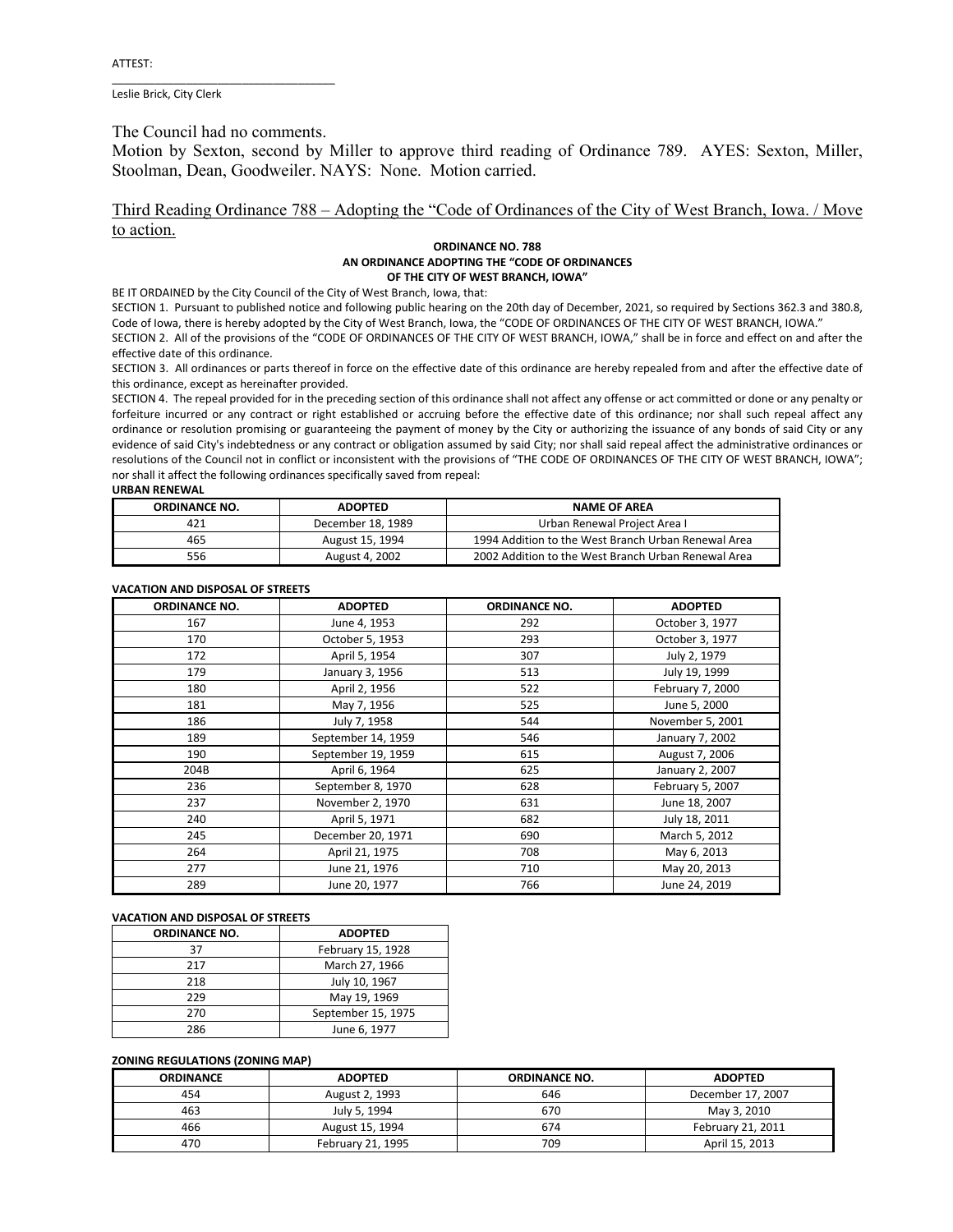ATTEST:

\_\_\_\_\_\_\_\_\_\_\_\_\_\_\_\_\_\_\_\_\_\_\_\_\_\_\_\_\_\_\_\_\_\_

Leslie Brick, City Clerk

The Council had no comments.

Motion by Sexton, second by Miller to approve third reading of Ordinance 789. AYES: Sexton, Miller, Stoolman, Dean, Goodweiler. NAYS: None. Motion carried.

Third Reading Ordinance 788 – Adopting the "Code of Ordinances of the City of West Branch, Iowa. / Move to action.

**ORDINANCE NO. 788**
**AN ORDINANCE ADOPTING THE "CODE OF ORDINANCES OF THE CITY OF WEST BRANCH, IOWA"**

BE IT ORDAINED by the City Council of the City of West Branch, Iowa, that:

SECTION 1. Pursuant to published notice and following public hearing on the 20th day of December, 2021, so required by Sections 362.3 and 380.8, Code of Iowa, there is hereby adopted by the City of West Branch, Iowa, the "CODE OF ORDINANCES OF THE CITY OF WEST BRANCH, IOWA."

SECTION 2. All of the provisions of the "CODE OF ORDINANCES OF THE CITY OF WEST BRANCH, IOWA," shall be in force and effect on and after the effective date of this ordinance.

SECTION 3. All ordinances or parts thereof in force on the effective date of this ordinance are hereby repealed from and after the effective date of this ordinance, except as hereinafter provided.

SECTION 4. The repeal provided for in the preceding section of this ordinance shall not affect any offense or act committed or done or any penalty or forfeiture incurred or any contract or right established or accruing before the effective date of this ordinance; nor shall such repeal affect any ordinance or resolution promising or guaranteeing the payment of money by the City or authorizing the issuance of any bonds of said City or any evidence of said City's indebtedness or any contract or obligation assumed by said City; nor shall said repeal affect the administrative ordinances or resolutions of the Council not in conflict or inconsistent with the provisions of "THE CODE OF ORDINANCES OF THE CITY OF WEST BRANCH, IOWA"; nor shall it affect the following ordinances specifically saved from repeal:

**URBAN RENEWAL**

| ORDINANCE NO. | ADOPTED | NAME OF AREA |
|---|---|---|
| 421 | December 18, 1989 | Urban Renewal Project Area I |
| 465 | August 15, 1994 | 1994 Addition to the West Branch Urban Renewal Area |
| 556 | August 4, 2002 | 2002 Addition to the West Branch Urban Renewal Area |

**VACATION AND DISPOSAL OF STREETS**

| ORDINANCE NO. | ADOPTED | ORDINANCE NO. | ADOPTED |
|---|---|---|---|
| 167 | June 4, 1953 | 292 | October 3, 1977 |
| 170 | October 5, 1953 | 293 | October 3, 1977 |
| 172 | April 5, 1954 | 307 | July 2, 1979 |
| 179 | January 3, 1956 | 513 | July 19, 1999 |
| 180 | April 2, 1956 | 522 | February 7, 2000 |
| 181 | May 7, 1956 | 525 | June 5, 2000 |
| 186 | July 7, 1958 | 544 | November 5, 2001 |
| 189 | September 14, 1959 | 546 | January 7, 2002 |
| 190 | September 19, 1959 | 615 | August 7, 2006 |
| 204B | April 6, 1964 | 625 | January 2, 2007 |
| 236 | September 8, 1970 | 628 | February 5, 2007 |
| 237 | November 2, 1970 | 631 | June 18, 2007 |
| 240 | April 5, 1971 | 682 | July 18, 2011 |
| 245 | December 20, 1971 | 690 | March 5, 2012 |
| 264 | April 21, 1975 | 708 | May 6, 2013 |
| 277 | June 21, 1976 | 710 | May 20, 2013 |
| 289 | June 20, 1977 | 766 | June 24, 2019 |

**VACATION AND DISPOSAL OF STREETS**

| ORDINANCE NO. | ADOPTED |
|---|---|
| 37 | February 15, 1928 |
| 217 | March 27, 1966 |
| 218 | July 10, 1967 |
| 229 | May 19, 1969 |
| 270 | September 15, 1975 |
| 286 | June 6, 1977 |

**ZONING REGULATIONS (ZONING MAP)**

| ORDINANCE | ADOPTED | ORDINANCE NO. | ADOPTED |
|---|---|---|---|
| 454 | August 2, 1993 | 646 | December 17, 2007 |
| 463 | July 5, 1994 | 670 | May 3, 2010 |
| 466 | August 15, 1994 | 674 | February 21, 2011 |
| 470 | February 21, 1995 | 709 | April 15, 2013 |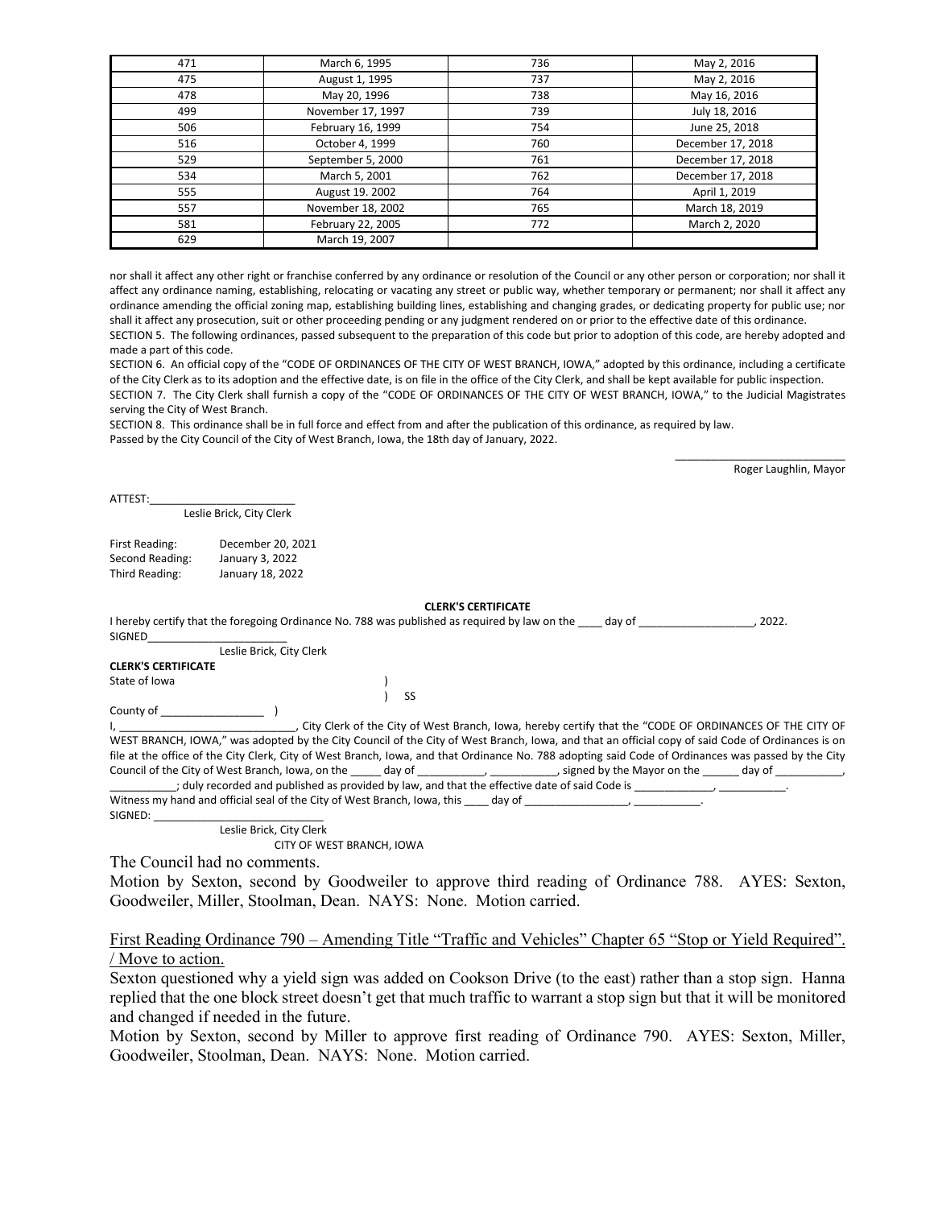| 471 | March 6, 1995 | 736 | May 2, 2016 |
|---|---|---|---|
| 475 | August 1, 1995 | 737 | May 2, 2016 |
| 478 | May 20, 1996 | 738 | May 16, 2016 |
| 499 | November 17, 1997 | 739 | July 18, 2016 |
| 506 | February 16, 1999 | 754 | June 25, 2018 |
| 516 | October 4, 1999 | 760 | December 17, 2018 |
| 529 | September 5, 2000 | 761 | December 17, 2018 |
| 534 | March 5, 2001 | 762 | December 17, 2018 |
| 555 | August 19. 2002 | 764 | April 1, 2019 |
| 557 | November 18, 2002 | 765 | March 18, 2019 |
| 581 | February 22, 2005 | 772 | March 2, 2020 |
| 629 | March 19, 2007 | | |

nor shall it affect any other right or franchise conferred by any ordinance or resolution of the Council or any other person or corporation; nor shall it affect any ordinance naming, establishing, relocating or vacating any street or public way, whether temporary or permanent; nor shall it affect any ordinance amending the official zoning map, establishing building lines, establishing and changing grades, or dedicating property for public use; nor shall it affect any prosecution, suit or other proceeding pending or any judgment rendered on or prior to the effective date of this ordinance.

SECTION 5. The following ordinances, passed subsequent to the preparation of this code but prior to adoption of this code, are hereby adopted and made a part of this code.

SECTION 6. An official copy of the "CODE OF ORDINANCES OF THE CITY OF WEST BRANCH, IOWA," adopted by this ordinance, including a certificate of the City Clerk as to its adoption and the effective date, is on file in the office of the City Clerk, and shall be kept available for public inspection.

SECTION 7. The City Clerk shall furnish a copy of the "CODE OF ORDINANCES OF THE CITY OF WEST BRANCH, IOWA," to the Judicial Magistrates serving the City of West Branch.

SECTION 8. This ordinance shall be in full force and effect from and after the publication of this ordinance, as required by law.

Passed by the City Council of the City of West Branch, Iowa, the 18th day of January, 2022.

___________________________
Roger Laughlin, Mayor

ATTEST:________________________
Leslie Brick, City Clerk

First Reading: December 20, 2021
Second Reading: January 3, 2022
Third Reading: January 18, 2022

**CLERK'S CERTIFICATE**

I hereby certify that the foregoing Ordinance No. 788 was published as required by law on the ____ day of ___________________, 2022.

SIGNED_______________________
Leslie Brick, City Clerk

**CLERK'S CERTIFICATE**

State of Iowa )
) SS
County of ________________ )

I, ____________________________, City Clerk of the City of West Branch, Iowa, hereby certify that the "CODE OF ORDINANCES OF THE CITY OF WEST BRANCH, IOWA," was adopted by the City Council of the City of West Branch, Iowa, and that an official copy of said Code of Ordinances is on file at the office of the City Clerk, City of West Branch, Iowa, and that Ordinance No. 788 adopting said Code of Ordinances was passed by the City Council of the City of West Branch, Iowa, on the _____ day of ___________, ___________, signed by the Mayor on the ______ day of ___________, ___________; duly recorded and published as provided by law, and that the effective date of said Code is _____________, ___________.

Witness my hand and official seal of the City of West Branch, Iowa, this ____ day of _________________, ___________.

SIGNED: ___________________________
Leslie Brick, City Clerk
CITY OF WEST BRANCH, IOWA

The Council had no comments.

Motion by Sexton, second by Goodweiler to approve third reading of Ordinance 788. AYES: Sexton, Goodweiler, Miller, Stoolman, Dean. NAYS: None. Motion carried.

First Reading Ordinance 790 – Amending Title "Traffic and Vehicles" Chapter 65 "Stop or Yield Required". / Move to action.

Sexton questioned why a yield sign was added on Cookson Drive (to the east) rather than a stop sign. Hanna replied that the one block street doesn't get that much traffic to warrant a stop sign but that it will be monitored and changed if needed in the future.

Motion by Sexton, second by Miller to approve first reading of Ordinance 790. AYES: Sexton, Miller, Goodweiler, Stoolman, Dean. NAYS: None. Motion carried.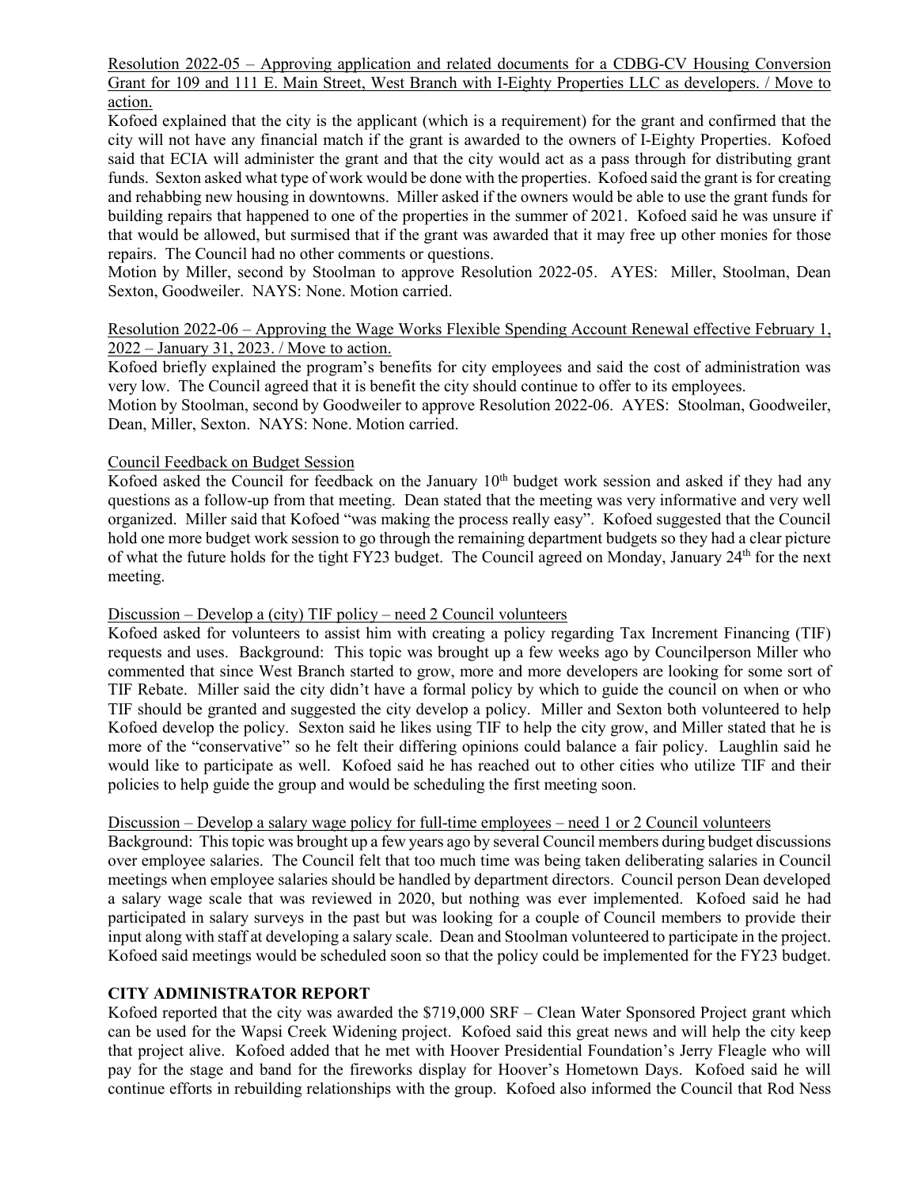Resolution 2022-05 – Approving application and related documents for a CDBG-CV Housing Conversion Grant for 109 and 111 E. Main Street, West Branch with I-Eighty Properties LLC as developers. / Move to action.

Kofoed explained that the city is the applicant (which is a requirement) for the grant and confirmed that the city will not have any financial match if the grant is awarded to the owners of I-Eighty Properties. Kofoed said that ECIA will administer the grant and that the city would act as a pass through for distributing grant funds. Sexton asked what type of work would be done with the properties. Kofoed said the grant is for creating and rehabbing new housing in downtowns. Miller asked if the owners would be able to use the grant funds for building repairs that happened to one of the properties in the summer of 2021. Kofoed said he was unsure if that would be allowed, but surmised that if the grant was awarded that it may free up other monies for those repairs. The Council had no other comments or questions.

Motion by Miller, second by Stoolman to approve Resolution 2022-05. AYES: Miller, Stoolman, Dean Sexton, Goodweiler. NAYS: None. Motion carried.

Resolution 2022-06 – Approving the Wage Works Flexible Spending Account Renewal effective February 1, 2022 – January 31, 2023. / Move to action.

Kofoed briefly explained the program's benefits for city employees and said the cost of administration was very low. The Council agreed that it is benefit the city should continue to offer to its employees.

Motion by Stoolman, second by Goodweiler to approve Resolution 2022-06. AYES: Stoolman, Goodweiler, Dean, Miller, Sexton. NAYS: None. Motion carried.

Council Feedback on Budget Session

Kofoed asked the Council for feedback on the January 10th budget work session and asked if they had any questions as a follow-up from that meeting. Dean stated that the meeting was very informative and very well organized. Miller said that Kofoed "was making the process really easy". Kofoed suggested that the Council hold one more budget work session to go through the remaining department budgets so they had a clear picture of what the future holds for the tight FY23 budget. The Council agreed on Monday, January 24th for the next meeting.

Discussion – Develop a (city) TIF policy – need 2 Council volunteers

Kofoed asked for volunteers to assist him with creating a policy regarding Tax Increment Financing (TIF) requests and uses. Background: This topic was brought up a few weeks ago by Councilperson Miller who commented that since West Branch started to grow, more and more developers are looking for some sort of TIF Rebate. Miller said the city didn't have a formal policy by which to guide the council on when or who TIF should be granted and suggested the city develop a policy. Miller and Sexton both volunteered to help Kofoed develop the policy. Sexton said he likes using TIF to help the city grow, and Miller stated that he is more of the "conservative" so he felt their differing opinions could balance a fair policy. Laughlin said he would like to participate as well. Kofoed said he has reached out to other cities who utilize TIF and their policies to help guide the group and would be scheduling the first meeting soon.

Discussion – Develop a salary wage policy for full-time employees – need 1 or 2 Council volunteers

Background: This topic was brought up a few years ago by several Council members during budget discussions over employee salaries. The Council felt that too much time was being taken deliberating salaries in Council meetings when employee salaries should be handled by department directors. Council person Dean developed a salary wage scale that was reviewed in 2020, but nothing was ever implemented. Kofoed said he had participated in salary surveys in the past but was looking for a couple of Council members to provide their input along with staff at developing a salary scale. Dean and Stoolman volunteered to participate in the project. Kofoed said meetings would be scheduled soon so that the policy could be implemented for the FY23 budget.

**CITY ADMINISTRATOR REPORT**

Kofoed reported that the city was awarded the $719,000 SRF – Clean Water Sponsored Project grant which can be used for the Wapsi Creek Widening project. Kofoed said this great news and will help the city keep that project alive. Kofoed added that he met with Hoover Presidential Foundation's Jerry Fleagle who will pay for the stage and band for the fireworks display for Hoover's Hometown Days. Kofoed said he will continue efforts in rebuilding relationships with the group. Kofoed also informed the Council that Rod Ness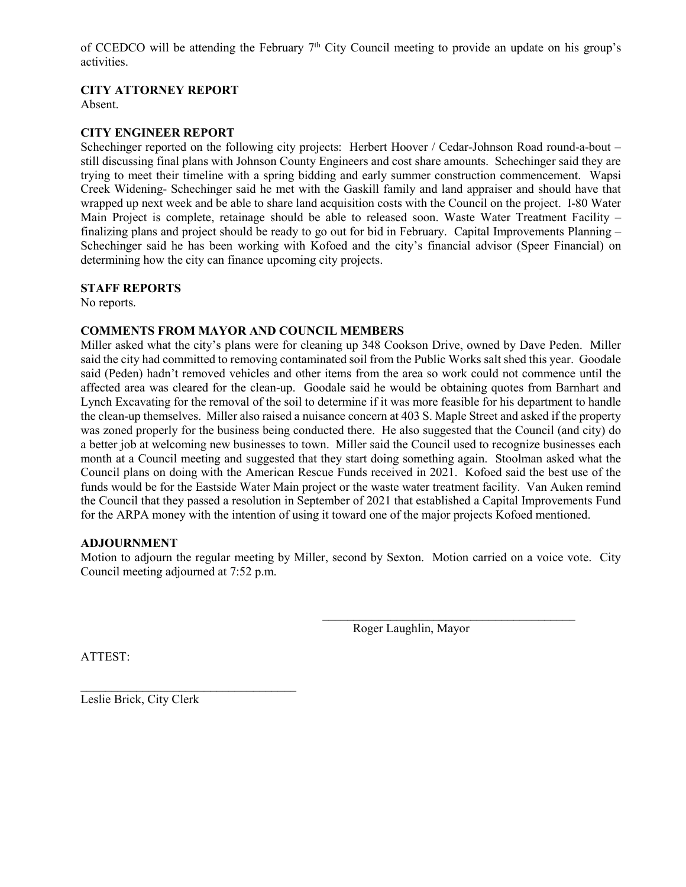of CCEDCO will be attending the February 7th City Council meeting to provide an update on his group's activities.

**CITY ATTORNEY REPORT**

Absent.

**CITY ENGINEER REPORT**

Schechinger reported on the following city projects: Herbert Hoover / Cedar-Johnson Road round-a-bout – still discussing final plans with Johnson County Engineers and cost share amounts. Schechinger said they are trying to meet their timeline with a spring bidding and early summer construction commencement. Wapsi Creek Widening- Schechinger said he met with the Gaskill family and land appraiser and should have that wrapped up next week and be able to share land acquisition costs with the Council on the project. I-80 Water Main Project is complete, retainage should be able to released soon. Waste Water Treatment Facility – finalizing plans and project should be ready to go out for bid in February. Capital Improvements Planning – Schechinger said he has been working with Kofoed and the city's financial advisor (Speer Financial) on determining how the city can finance upcoming city projects.

**STAFF REPORTS**

No reports.

**COMMENTS FROM MAYOR AND COUNCIL MEMBERS**

Miller asked what the city's plans were for cleaning up 348 Cookson Drive, owned by Dave Peden. Miller said the city had committed to removing contaminated soil from the Public Works salt shed this year. Goodale said (Peden) hadn't removed vehicles and other items from the area so work could not commence until the affected area was cleared for the clean-up. Goodale said he would be obtaining quotes from Barnhart and Lynch Excavating for the removal of the soil to determine if it was more feasible for his department to handle the clean-up themselves. Miller also raised a nuisance concern at 403 S. Maple Street and asked if the property was zoned properly for the business being conducted there. He also suggested that the Council (and city) do a better job at welcoming new businesses to town. Miller said the Council used to recognize businesses each month at a Council meeting and suggested that they start doing something again. Stoolman asked what the Council plans on doing with the American Rescue Funds received in 2021. Kofoed said the best use of the funds would be for the Eastside Water Main project or the waste water treatment facility. Van Auken remind the Council that they passed a resolution in September of 2021 that established a Capital Improvements Fund for the ARPA money with the intention of using it toward one of the major projects Kofoed mentioned.

**ADJOURNMENT**

Motion to adjourn the regular meeting by Miller, second by Sexton. Motion carried on a voice vote. City Council meeting adjourned at 7:52 p.m.

\_\_\_\_\_\_\_\_\_\_\_\_\_\_\_\_\_\_\_\_\_\_\_\_\_\_\_\_\_\_\_\_\_\_\_\_\_\_\_\_\_\_\_\_

Roger Laughlin, Mayor

ATTEST:

\_\_\_\_\_\_\_\_\_\_\_\_\_\_\_\_\_\_\_\_\_\_\_\_\_\_\_\_\_\_\_\_\_\_\_\_\_\_

Leslie Brick, City Clerk